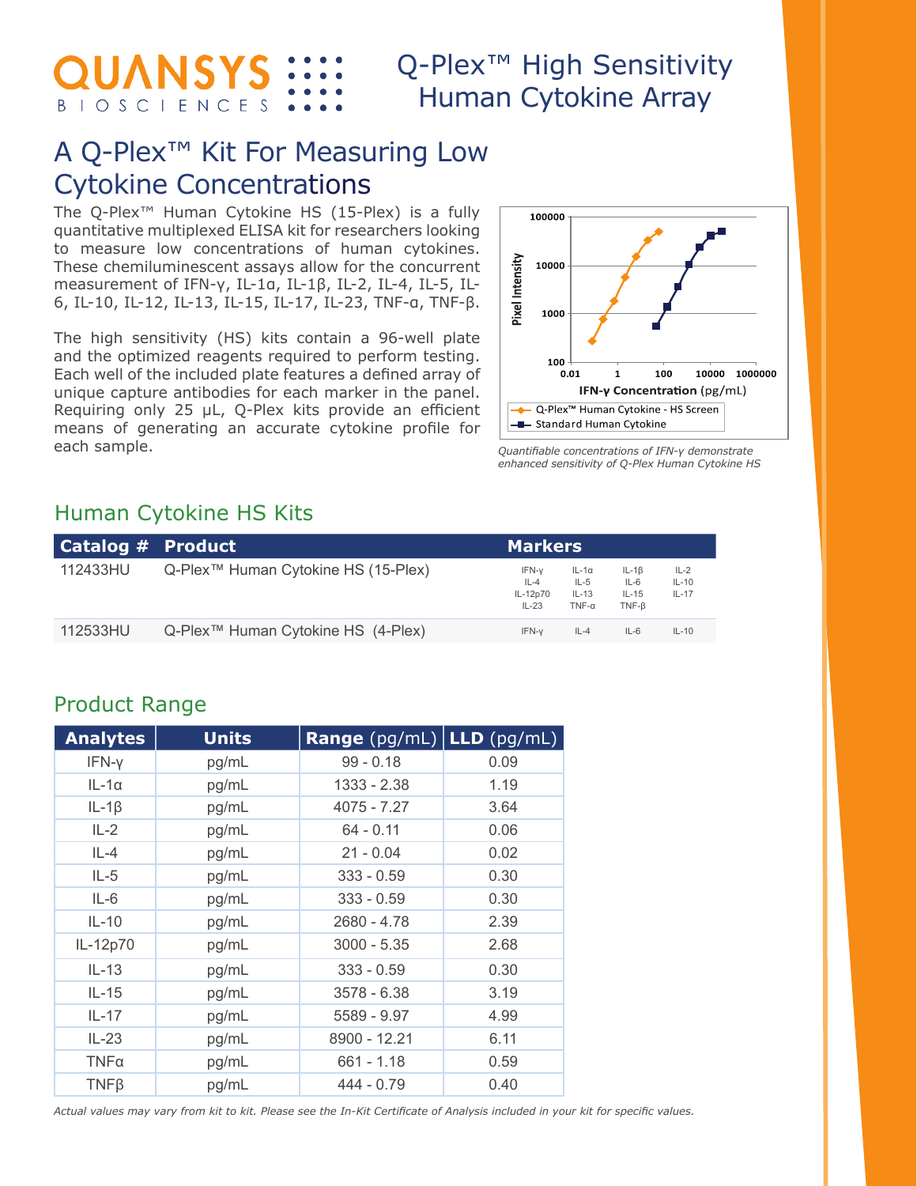# QUANSYS BIOSCIENCES

# Q-Plex™ High Sensitivity Human Cytokine Array

## A Q-Plex™ Kit For Measuring Low Cytokine Concentrations

The Q-Plex™ Human Cytokine HS (15-Plex) is a fully quantitative multiplexed ELISA kit for researchers looking to measure low concentrations of human cytokines. These chemiluminescent assays allow for the concurrent measurement of IFN-γ, IL-1α, IL-1β, IL-2, IL-4, IL-5, IL-6, IL-10, IL-12, IL-13, IL-15, IL-17, IL-23, TNF-α, TNF-β.

The high sensitivity (HS) kits contain a 96-well plate and the optimized reagents required to perform testing. Each well of the included plate features a defined array of unique capture antibodies for each marker in the panel. Requiring only 25 µL, Q-Plex kits provide an efficient means of generating an accurate cytokine profile for each sample.

*Quantifiable concentrations of IFN-γ demonstrate enhanced sensitivity of Q-Plex Human Cytokine HS*

## Human Cytokine HS Kits

| Catalog # | Product | Markers | | | |
|---|---|---|---|---|---|
| 112433HU | Q-Plex™ Human Cytokine HS (15-Plex) | IFN-γ, IL-4, IL-12p70, IL-23 | IL-1α, IL-5, IL-13, TNF-α | IL-1β, IL-6, IL-15, TNF-β | IL-2, IL-10, IL-17 |
| 112533HU | Q-Plex™ Human Cytokine HS (4-Plex) | IFN-γ | IL-4 | IL-6 | IL-10 |

## Product Range

| Analytes | Units | Range (pg/mL) | LLD (pg/mL) |
|---|---|---|---|
| IFN-γ | pg/mL | 99 - 0.18 | 0.09 |
| IL-1α | pg/mL | 1333 - 2.38 | 1.19 |
| IL-1β | pg/mL | 4075 - 7.27 | 3.64 |
| IL-2 | pg/mL | 64 - 0.11 | 0.06 |
| IL-4 | pg/mL | 21 - 0.04 | 0.02 |
| IL-5 | pg/mL | 333 - 0.59 | 0.30 |
| IL-6 | pg/mL | 333 - 0.59 | 0.30 |
| IL-10 | pg/mL | 2680 - 4.78 | 2.39 |
| IL-12p70 | pg/mL | 3000 - 5.35 | 2.68 |
| IL-13 | pg/mL | 333 - 0.59 | 0.30 |
| IL-15 | pg/mL | 3578 - 6.38 | 3.19 |
| IL-17 | pg/mL | 5589 - 9.97 | 4.99 |
| IL-23 | pg/mL | 8900 - 12.21 | 6.11 |
| TNFα | pg/mL | 661 - 1.18 | 0.59 |
| TNFβ | pg/mL | 444 - 0.79 | 0.40 |

*Actual values may vary from kit to kit. Please see the In-Kit Certificate of Analysis included in your kit for specific values.*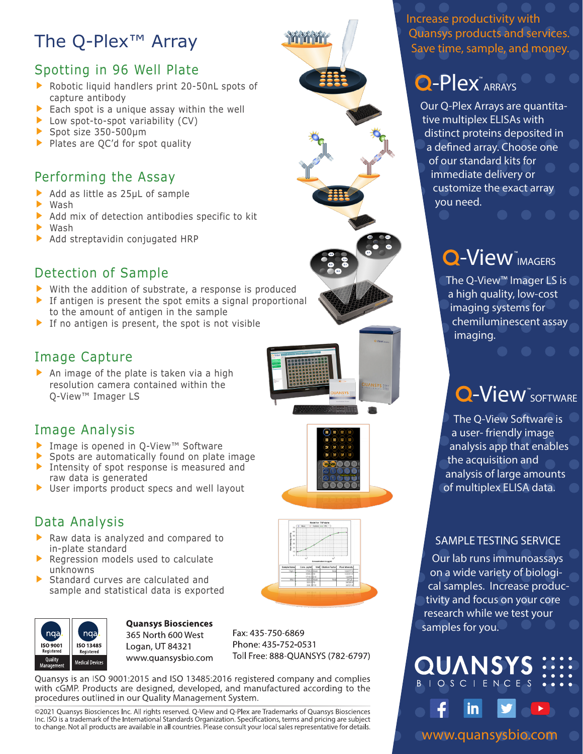# The Q-Plex™ Array

## Spotting in 96 Well Plate

- Robotic liquid handlers print 20-50nL spots of capture antibody
- Each spot is a unique assay within the well
- Low spot-to-spot variability (CV)
- Spot size 350-500µm
- Plates are QC'd for spot quality

## Performing the Assay

- Add as little as 25µL of sample
- Wash
- Add mix of detection antibodies specific to kit
- Wash
- Add streptavidin conjugated HRP

## Detection of Sample

- With the addition of substrate, a response is produced
- If antigen is present the spot emits a signal proportional to the amount of antigen in the sample
- If no antigen is present, the spot is not visible

## Image Capture

- An image of the plate is taken via a high resolution camera contained within the Q-View™ Imager LS

## Image Analysis

- Image is opened in Q-View™ Software
- Spots are automatically found on plate image
- Intensity of spot response is measured and raw data is generated
- User imports product specs and well layout

## Data Analysis

- Raw data is analyzed and compared to in-plate standard
- Regression models used to calculate unknowns
- Standard curves are calculated and sample and statistical data is exported

nqa ISO 9001 Registered Quality Management

nqa ISO 13485 Registered Medical Devices

**Quansys Biosciences**
365 North 600 West
Logan, UT 84321
www.quansysbio.com

Fax: 435-750-6869
Phone: 435-752-0531
Toll Free: 888-QUANSYS (782-6797)

Quansys is an ISO 9001:2015 and ISO 13485:2016 registered company and complies with cGMP. Products are designed, developed, and manufactured according to the procedures outlined in our Quality Management System.

©2021 Quansys Biosciences Inc. All rights reserved. Q-View and Q-Plex are Trademarks of Quansys Biosciences Inc. ISO is a trademark of the International Standards Organization. Specifications, terms and pricing are subject to change. Not all products are available in all countries. Please consult your local sales representative for details.

Increase productivity with Quansys products and services. Save time, sample, and money.

## Q-Plex™ ARRAYS

Our Q-Plex Arrays are quantitative multiplex ELISAs with distinct proteins deposited in a defined array. Choose one of our standard kits for immediate delivery or customize the exact array you need.

## Q-View™ IMAGERS

The Q-View™ Imager LS is a high quality, low-cost imaging systems for chemiluminescent assay imaging.

## Q-View™ SOFTWARE

The Q-View Software is a user- friendly image analysis app that enables the acquisition and analysis of large amounts of multiplex ELISA data.

## SAMPLE TESTING SERVICE

Our lab runs immunoassays on a wide variety of biological samples. Increase productivity and focus on your core research while we test your samples for you.

QUANSYS BIOSCIENCES

www.quansysbio.com